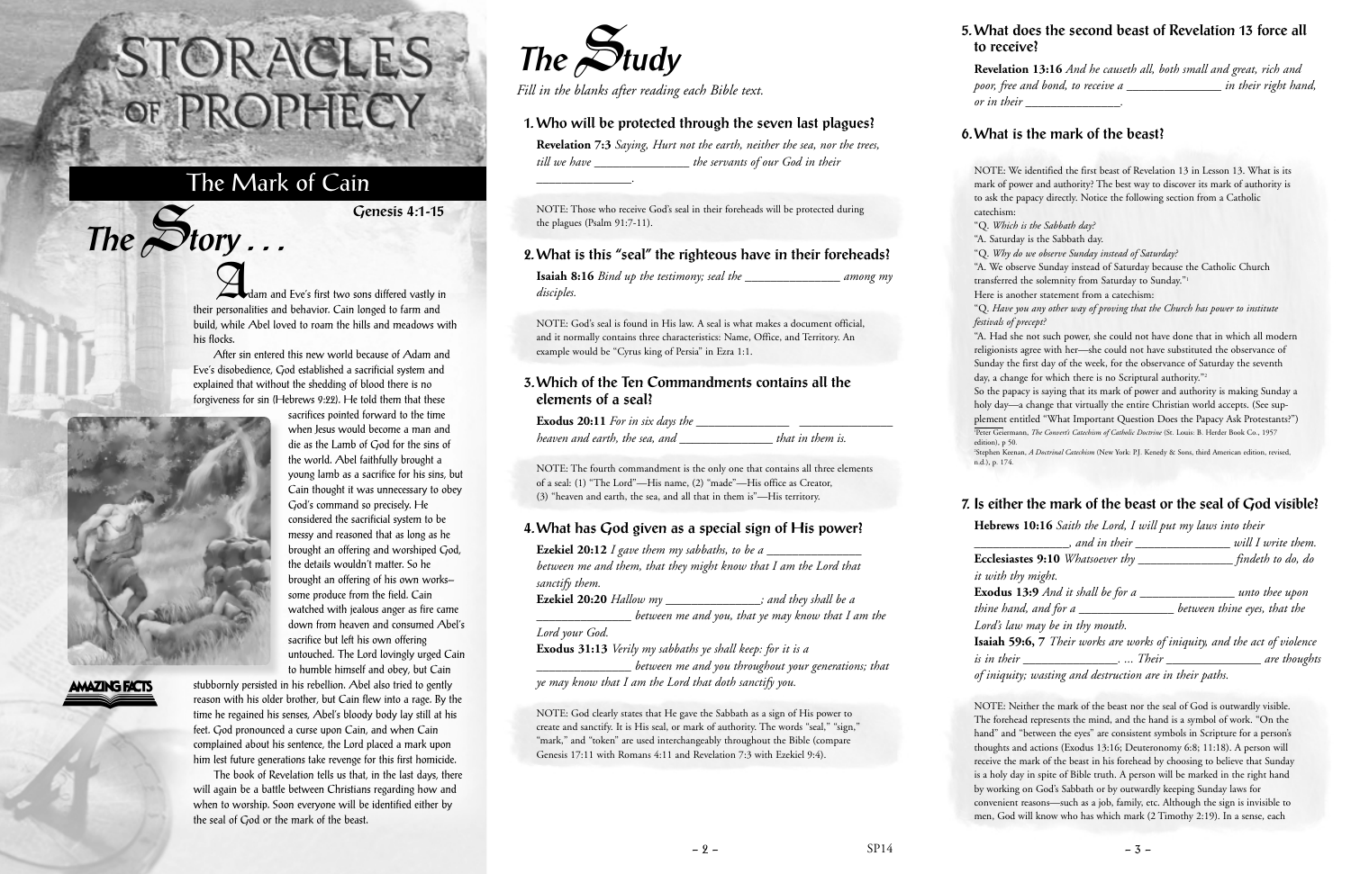# STORACLES OF PROPHECY

## The Mark of Cain

**Genesis 4:1-15**

## The Story . . .

Adam and Eve's first two sons differed vastly in their personalities and behavior. Cain longed to farm and build, while Abel loved to roam the hills and meadows with his flocks.

After sin entered this new world because of Adam and Eve's disobedience, God established a sacrificial system and explained that without the shedding of blood there is no forgiveness for sin (Hebrews 9:22). He told them that these sacrifices pointed forward to the time when Jesus would become a man and die as the Lamb of God for the sins of the world. Abel faithfully brought a young lamb as a sacrifice for his sins, but Cain thought it was unnecessary to obey God's command so precisely. He considered the sacrificial system to be messy and reasoned that as long as he brought an offering and worshiped God, the details wouldn't matter. So he brought an offering of his own works–some produce from the field. Cain watched with jealous anger as fire came down from heaven and consumed Abel's sacrifice but left his own offering untouched. The Lord lovingly urged Cain to humble himself and obey, but Cain stubbornly persisted in his rebellion. Abel also tried to gently reason with his older brother, but Cain flew into a rage. By the time he regained his senses, Abel's bloody body lay still at his feet. God pronounced a curse upon Cain, and when Cain complained about his sentence, the Lord placed a mark upon him lest future generations take revenge for this first homicide.

The book of Revelation tells us that, in the last days, there will again be a battle between Christians regarding how and when to worship. Soon everyone will be identified either by the seal of God or the mark of the beast.

AMAZING FACTS

## The Study

*Fill in the blanks after reading each Bible text.*

### 1. Who will be protected through the seven last plagues?

**Revelation 7:3** *Saying, Hurt not the earth, neither the sea, nor the trees, till we have _______________ the servants of our God in their _______________.*

NOTE: Those who receive God's seal in their foreheads will be protected during the plagues (Psalm 91:7-11).

### 2. What is this "seal" the righteous have in their foreheads?

**Isaiah 8:16** *Bind up the testimony; seal the _______________ among my disciples.*

NOTE: God's seal is found in His law. A seal is what makes a document official, and it normally contains three characteristics: Name, Office, and Territory. An example would be "Cyrus king of Persia" in Ezra 1:1.

### 3. Which of the Ten Commandments contains all the elements of a seal?

**Exodus 20:11** *For in six days the _______________ _______________ heaven and earth, the sea, and _______________ that in them is.*

NOTE: The fourth commandment is the only one that contains all three elements of a seal: (1) "The Lord"—His name, (2) "made"—His office as Creator, (3) "heaven and earth, the sea, and all that in them is"—His territory.

### 4. What has God given as a special sign of His power?

**Ezekiel 20:12** *I gave them my sabbaths, to be a _______________ between me and them, that they might know that I am the Lord that sanctify them.*

**Ezekiel 20:20** *Hallow my _______________; and they shall be a _______________ between me and you, that ye may know that I am the Lord your God.*

**Exodus 31:13** *Verily my sabbaths ye shall keep: for it is a _______________ between me and you throughout your generations; that ye may know that I am the Lord that doth sanctify you.*

NOTE: God clearly states that He gave the Sabbath as a sign of His power to create and sanctify. It is His seal, or mark of authority. The words "seal," "sign," "mark," and "token" are used interchangeably throughout the Bible (compare Genesis 17:11 with Romans 4:11 and Revelation 7:3 with Ezekiel 9:4).

### 5. What does the second beast of Revelation 13 force all to receive?

**Revelation 13:16** *And he causeth all, both small and great, rich and poor, free and bond, to receive a _______________ in their right hand, or in their _______________.*

### 6. What is the mark of the beast?

NOTE: We identified the first beast of Revelation 13 in Lesson 13. What is its mark of power and authority? The best way to discover its mark of authority is to ask the papacy directly. Notice the following section from a Catholic catechism:

"Q. *Which is the Sabbath day?*

"A. Saturday is the Sabbath day.

"Q. *Why do we observe Sunday instead of Saturday?*

"A. We observe Sunday instead of Saturday because the Catholic Church transferred the solemnity from Saturday to Sunday."[1]

Here is another statement from a catechism:

"Q. *Have you any other way of proving that the Church has power to institute festivals of precept?*

"A. Had she not such power, she could not have done that in which all modern religionists agree with her—she could not have substituted the observance of Sunday the first day of the week, for the observance of Saturday the seventh day, a change for which there is no Scriptural authority."[2]

So the papacy is saying that its mark of power and authority is making Sunday a holy day—a change that virtually the entire Christian world accepts. (See supplement entitled "What Important Question Does the Papacy Ask Protestants?")

[1] Peter Geiermann, *The Convert's Catechism of Catholic Doctrine* (St. Louis: B. Herder Book Co., 1957 edition), p. 50.

[2] Stephen Keenan, *A Doctrinal Catechism* (New York: P.J. Kenedy & Sons, third American edition, revised, n.d.), p. 174.

### 7. Is either the mark of the beast or the seal of God visible?

**Hebrews 10:16** *Saith the Lord, I will put my laws into their _______________, and in their _______________ will I write them.*

**Ecclesiastes 9:10** *Whatsoever thy _______________ findeth to do, do it with thy might.*

**Exodus 13:9** *And it shall be for a _______________ unto thee upon thine hand, and for a _______________ between thine eyes, that the Lord's law may be in thy mouth.*

**Isaiah 59:6, 7** *Their works are works of iniquity, and the act of violence is in their _______________. ... Their _______________ are thoughts of iniquity; wasting and destruction are in their paths.*

NOTE: Neither the mark of the beast nor the seal of God is outwardly visible. The forehead represents the mind, and the hand is a symbol of work. "On the hand" and "between the eyes" are consistent symbols in Scripture for a person's thoughts and actions (Exodus 13:16; Deuteronomy 6:8; 11:18). A person will receive the mark of the beast in his forehead by choosing to believe that Sunday is a holy day in spite of Bible truth. A person will be marked in the right hand by working on God's Sabbath or by outwardly keeping Sunday laws for convenient reasons—such as a job, family, etc. Although the sign is invisible to men, God will know who has which mark (2 Timothy 2:19). In a sense, each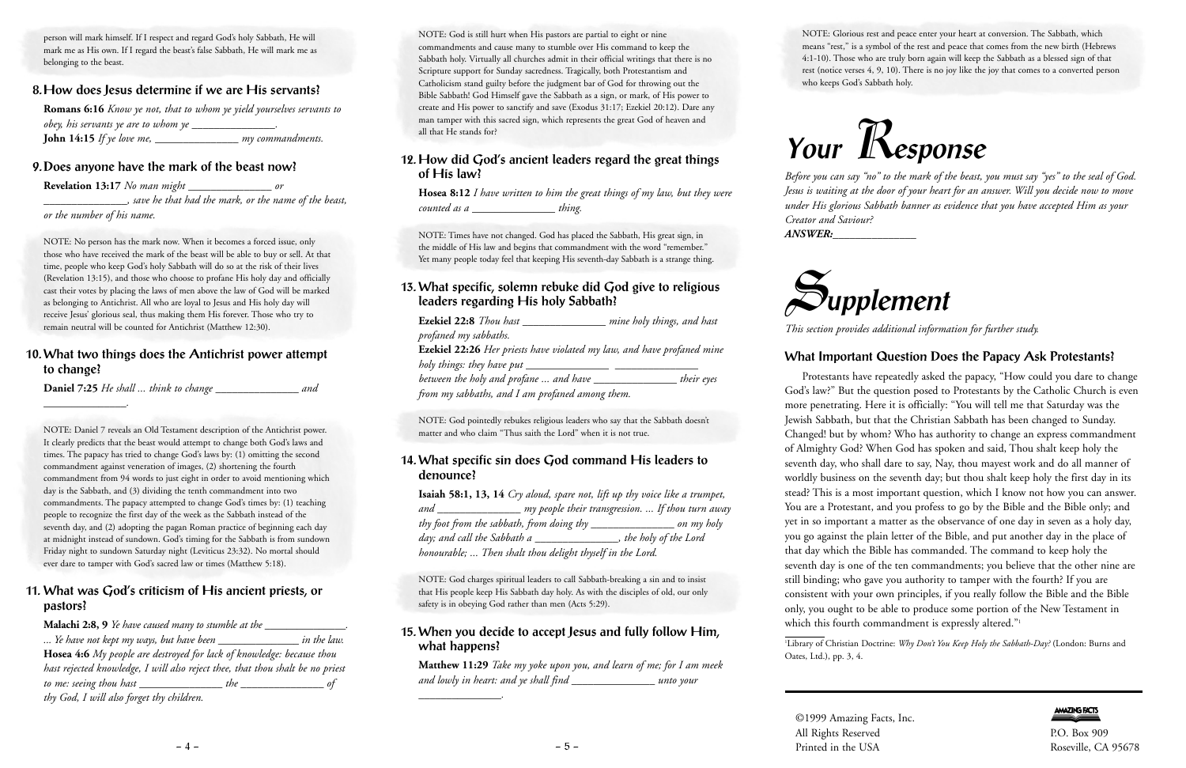person will mark himself. If I respect and regard God's holy Sabbath, He will mark me as His own. If I regard the beast's false Sabbath, He will mark me as belonging to the beast.

## 8. How does Jesus determine if we are His servants?

**Romans 6:16** *Know ye not, that to whom ye yield yourselves servants to obey, his servants ye are to whom ye \_\_\_\_\_\_\_\_\_\_\_\_\_\_\_.*
**John 14:15** *If ye love me, \_\_\_\_\_\_\_\_\_\_\_\_\_\_\_ my commandments.*

## 9. Does anyone have the mark of the beast now?

**Revelation 13:17** *No man might \_\_\_\_\_\_\_\_\_\_\_\_\_\_\_ or \_\_\_\_\_\_\_\_\_\_\_\_\_\_\_, save he that had the mark, or the name of the beast, or the number of his name.*

NOTE: No person has the mark now. When it becomes a forced issue, only those who have received the mark of the beast will be able to buy or sell. At that time, people who keep God's holy Sabbath will do so at the risk of their lives (Revelation 13:15), and those who choose to profane His holy day and officially cast their votes by placing the laws of men above the law of God will be marked as belonging to Antichrist. All who are loyal to Jesus and His holy day will receive Jesus' glorious seal, thus making them His forever. Those who try to remain neutral will be counted for Antichrist (Matthew 12:30).

## 10. What two things does the Antichrist power attempt to change?

**Daniel 7:25** *He shall ... think to change \_\_\_\_\_\_\_\_\_\_\_\_\_\_\_ and \_\_\_\_\_\_\_\_\_\_\_\_\_\_\_.*

NOTE: Daniel 7 reveals an Old Testament description of the Antichrist power. It clearly predicts that the beast would attempt to change both God's laws and times. The papacy has tried to change God's laws by: (1) omitting the second commandment against veneration of images, (2) shortening the fourth commandment from 94 words to just eight in order to avoid mentioning which day is the Sabbath, and (3) dividing the tenth commandment into two commandments. The papacy attempted to change God's times by: (1) teaching people to recognize the first day of the week as the Sabbath instead of the seventh day, and (2) adopting the pagan Roman practice of beginning each day at midnight instead of sundown. God's timing for the Sabbath is from sundown Friday night to sundown Saturday night (Leviticus 23:32). No mortal should ever dare to tamper with God's sacred law or times (Matthew 5:18).

## 11. What was God's criticism of His ancient priests, or pastors?

**Malachi 2:8, 9** *Ye have caused many to stumble at the \_\_\_\_\_\_\_\_\_\_\_\_\_\_\_. ... Ye have not kept my ways, but have been \_\_\_\_\_\_\_\_\_\_\_\_\_\_\_ in the law.*
**Hosea 4:6** *My people are destroyed for lack of knowledge: because thou hast rejected knowledge, I will also reject thee, that thou shalt be no priest to me: seeing thou hast \_\_\_\_\_\_\_\_\_\_\_\_\_\_\_ the \_\_\_\_\_\_\_\_\_\_\_\_\_\_\_ of thy God, I will also forget thy children.*

NOTE: God is still hurt when His pastors are partial to eight or nine commandments and cause many to stumble over His command to keep the Sabbath holy. Virtually all churches admit in their official writings that there is no Scripture support for Sunday sacredness. Tragically, both Protestantism and Catholicism stand guilty before the judgment bar of God for throwing out the Bible Sabbath! God Himself gave the Sabbath as a sign, or mark, of His power to create and His power to sanctify and save (Exodus 31:17; Ezekiel 20:12). Dare any man tamper with this sacred sign, which represents the great God of heaven and all that He stands for?

## 12. How did God's ancient leaders regard the great things of His law?

**Hosea 8:12** *I have written to him the great things of my law, but they were counted as a \_\_\_\_\_\_\_\_\_\_\_\_\_\_\_ thing.*

NOTE: Times have not changed. God has placed the Sabbath, His great sign, in the middle of His law and begins that commandment with the word "remember." Yet many people today feel that keeping His seventh-day Sabbath is a strange thing.

## 13. What specific, solemn rebuke did God give to religious leaders regarding His holy Sabbath?

**Ezekiel 22:8** *Thou hast \_\_\_\_\_\_\_\_\_\_\_\_\_\_\_ mine holy things, and hast profaned my sabbaths.*
**Ezekiel 22:26** *Her priests have violated my law, and have profaned mine holy things: they have put \_\_\_\_\_\_\_\_\_\_\_\_\_\_\_ \_\_\_\_\_\_\_\_\_\_\_\_\_\_\_ between the holy and profane ... and have \_\_\_\_\_\_\_\_\_\_\_\_\_\_\_ their eyes from my sabbaths, and I am profaned among them.*

NOTE: God pointedly rebukes religious leaders who say that the Sabbath doesn't matter and who claim "Thus saith the Lord" when it is not true.

## 14. What specific sin does God command His leaders to denounce?

**Isaiah 58:1, 13, 14** *Cry aloud, spare not, lift up thy voice like a trumpet, and \_\_\_\_\_\_\_\_\_\_\_\_\_\_\_ my people their transgression. ... If thou turn away thy foot from the sabbath, from doing thy \_\_\_\_\_\_\_\_\_\_\_\_\_\_\_ on my holy day; and call the Sabbath a \_\_\_\_\_\_\_\_\_\_\_\_\_\_\_, the holy of the Lord honourable; ... Then shalt thou delight thyself in the Lord.*

NOTE: God charges spiritual leaders to call Sabbath-breaking a sin and to insist that His people keep His Sabbath day holy. As with the disciples of old, our only safety is in obeying God rather than men (Acts 5:29).

## 15. When you decide to accept Jesus and fully follow Him, what happens?

**Matthew 11:29** *Take my yoke upon you, and learn of me; for I am meek and lowly in heart: and ye shall find \_\_\_\_\_\_\_\_\_\_\_\_\_\_\_ unto your \_\_\_\_\_\_\_\_\_\_\_\_\_\_\_.*

NOTE: Glorious rest and peace enter your heart at conversion. The Sabbath, which means "rest," is a symbol of the rest and peace that comes from the new birth (Hebrews 4:1-10). Those who are truly born again will keep the Sabbath as a blessed sign of that rest (notice verses 4, 9, 10). There is no joy like the joy that comes to a converted person who keeps God's Sabbath holy.

# *Your Response*

*Before you can say "no" to the mark of the beast, you must say "yes" to the seal of God. Jesus is waiting at the door of your heart for an answer. Will you decide now to move under His glorious Sabbath banner as evidence that you have accepted Him as your Creator and Saviour?*
***ANSWER:\_\_\_\_\_\_\_\_\_\_\_\_\_\_\_***

# *Supplement*

*This section provides additional information for further study.*

## What Important Question Does the Papacy Ask Protestants?

Protestants have repeatedly asked the papacy, "How could you dare to change God's law?" But the question posed to Protestants by the Catholic Church is even more penetrating. Here it is officially: "You will tell me that Saturday was the Jewish Sabbath, but that the Christian Sabbath has been changed to Sunday. Changed! but by whom? Who has authority to change an express commandment of Almighty God? When God has spoken and said, Thou shalt keep holy the seventh day, who shall dare to say, Nay, thou mayest work and do all manner of worldly business on the seventh day; but thou shalt keep holy the first day in its stead? This is a most important question, which I know not how you can answer. You are a Protestant, and you profess to go by the Bible and the Bible only; and yet in so important a matter as the observance of one day in seven as a holy day, you go against the plain letter of the Bible, and put another day in the place of that day which the Bible has commanded. The command to keep holy the seventh day is one of the ten commandments; you believe that the other nine are still binding; who gave you authority to tamper with the fourth? If you are consistent with your own principles, if you really follow the Bible and the Bible only, you ought to be able to produce some portion of the New Testament in which this fourth commandment is expressly altered."[1]

[1]Library of Christian Doctrine: *Why Don't You Keep Holy the Sabbath-Day?* (London: Burns and Oates, Ltd.), pp. 3, 4.

©1999 Amazing Facts, Inc.
All Rights Reserved
Printed in the USA

AMAZING FACTS
P.O. Box 909
Roseville, CA 95678